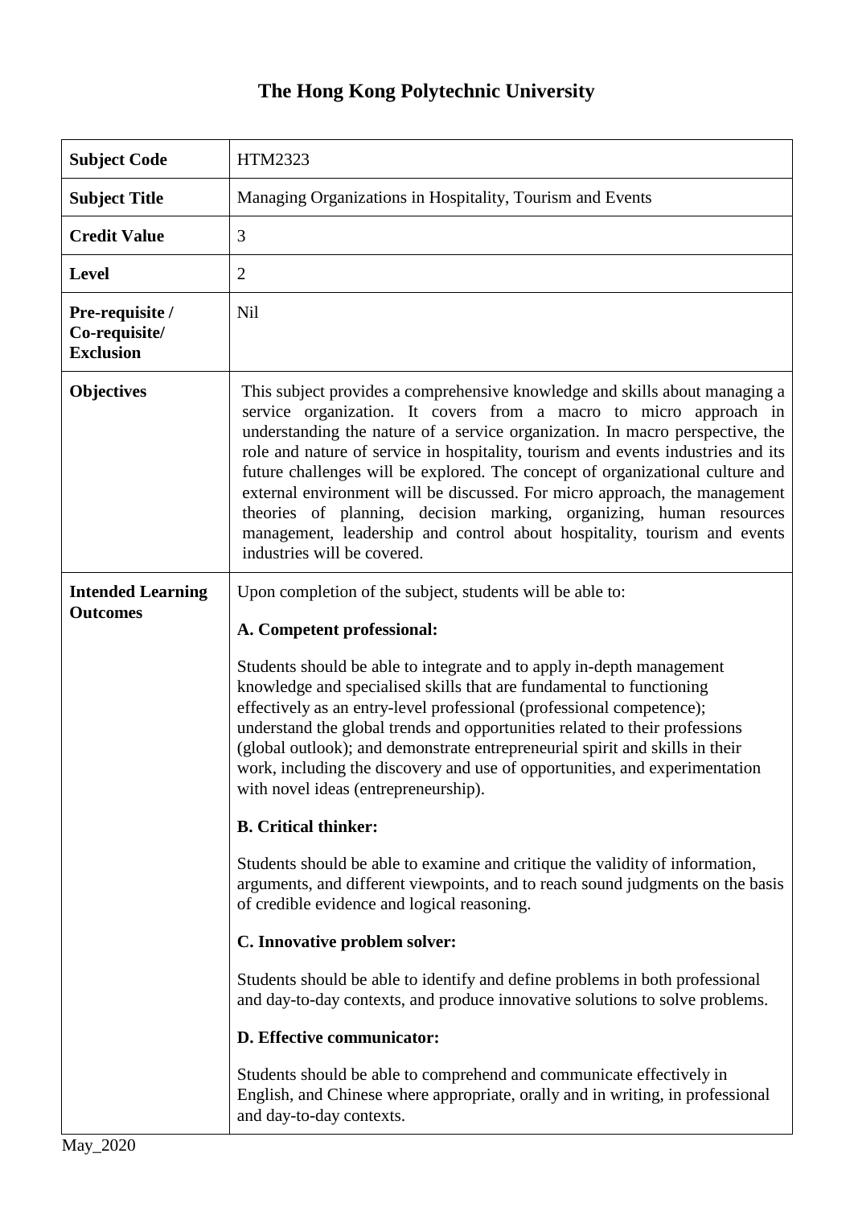# The Hong Kong Polytechnic University

| | |
|---|---|
| **Subject Code** | HTM2323 |
| **Subject Title** | Managing Organizations in Hospitality, Tourism and Events |
| **Credit Value** | 3 |
| **Level** | 2 |
| **Pre-requisite / Co-requisite/ Exclusion** | Nil |
| **Objectives** | This subject provides a comprehensive knowledge and skills about managing a service organization. It covers from a macro to micro approach in understanding the nature of a service organization. In macro perspective, the role and nature of service in hospitality, tourism and events industries and its future challenges will be explored. The concept of organizational culture and external environment will be discussed. For micro approach, the management theories of planning, decision marking, organizing, human resources management, leadership and control about hospitality, tourism and events industries will be covered. |
| **Intended Learning Outcomes** | Upon completion of the subject, students will be able to:<br><br>**A. Competent professional:**<br><br>Students should be able to integrate and to apply in-depth management knowledge and specialised skills that are fundamental to functioning effectively as an entry-level professional (professional competence); understand the global trends and opportunities related to their professions (global outlook); and demonstrate entrepreneurial spirit and skills in their work, including the discovery and use of opportunities, and experimentation with novel ideas (entrepreneurship).<br><br>**B. Critical thinker:**<br><br>Students should be able to examine and critique the validity of information, arguments, and different viewpoints, and to reach sound judgments on the basis of credible evidence and logical reasoning.<br><br>**C. Innovative problem solver:**<br><br>Students should be able to identify and define problems in both professional and day-to-day contexts, and produce innovative solutions to solve problems.<br><br>**D. Effective communicator:**<br><br>Students should be able to comprehend and communicate effectively in English, and Chinese where appropriate, orally and in writing, in professional and day-to-day contexts. |

May_2020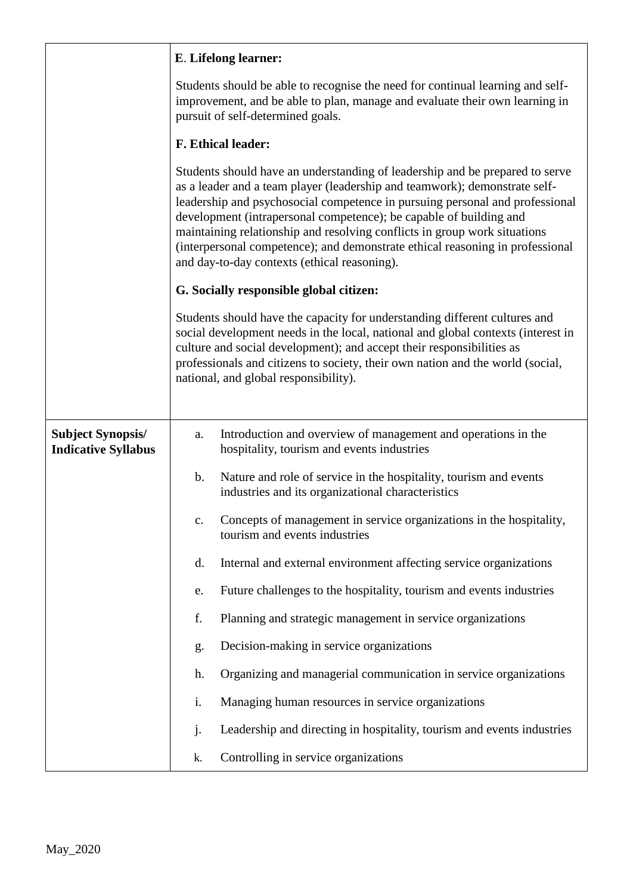| | |
|---|---|
| | **E**. **Lifelong learner:**<br><br>Students should be able to recognise the need for continual learning and self-improvement, and be able to plan, manage and evaluate their own learning in pursuit of self-determined goals.<br><br>**F. Ethical leader:**<br><br>Students should have an understanding of leadership and be prepared to serve as a leader and a team player (leadership and teamwork); demonstrate self-leadership and psychosocial competence in pursuing personal and professional development (intrapersonal competence); be capable of building and maintaining relationship and resolving conflicts in group work situations (interpersonal competence); and demonstrate ethical reasoning in professional and day-to-day contexts (ethical reasoning).<br><br>**G. Socially responsible global citizen:**<br><br>Students should have the capacity for understanding different cultures and social development needs in the local, national and global contexts (interest in culture and social development); and accept their responsibilities as professionals and citizens to society, their own nation and the world (social, national, and global responsibility). |
| **Subject Synopsis/ Indicative Syllabus** | a. Introduction and overview of management and operations in the hospitality, tourism and events industries<br><br>b. Nature and role of service in the hospitality, tourism and events industries and its organizational characteristics<br><br>c. Concepts of management in service organizations in the hospitality, tourism and events industries<br><br>d. Internal and external environment affecting service organizations<br><br>e. Future challenges to the hospitality, tourism and events industries<br><br>f. Planning and strategic management in service organizations<br><br>g. Decision-making in service organizations<br><br>h. Organizing and managerial communication in service organizations<br><br>i. Managing human resources in service organizations<br><br>j. Leadership and directing in hospitality, tourism and events industries<br><br>k. Controlling in service organizations |